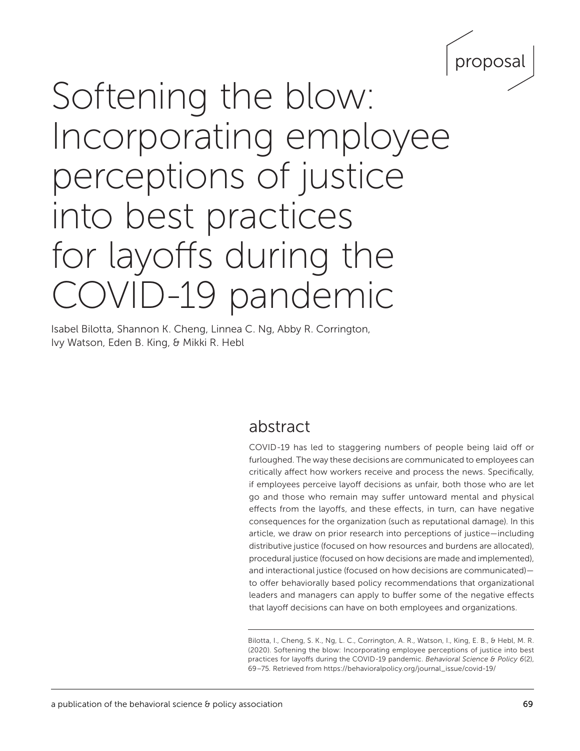proposal

# Softening the blow: Incorporating employee perceptions of justice into best practices for layoffs during the COVID-19 pandemic

Isabel Bilotta, Shannon K. Cheng, Linnea C. Ng, Abby R. Corrington, Ivy Watson, Eden B. King, & Mikki R. Hebl

## abstract

COVID-19 has led to staggering numbers of people being laid off or furloughed. The way these decisions are communicated to employees can critically affect how workers receive and process the news. Specifically, if employees perceive layoff decisions as unfair, both those who are let go and those who remain may suffer untoward mental and physical effects from the layoffs, and these effects, in turn, can have negative consequences for the organization (such as reputational damage). In this article, we draw on prior research into perceptions of justice—including distributive justice (focused on how resources and burdens are allocated), procedural justice (focused on how decisions are made and implemented), and interactional justice (focused on how decisions are communicated)—to offer behaviorally based policy recommendations that organizational leaders and managers can apply to buffer some of the negative effects that layoff decisions can have on both employees and organizations.

Bilotta, I., Cheng, S. K., Ng, L. C., Corrington, A. R., Watson, I., King, E. B., & Hebl, M. R. (2020). Softening the blow: Incorporating employee perceptions of justice into best practices for layoffs during the COVID-19 pandemic. *Behavioral Science & Policy 6*(2), 69–75. Retrieved from https://behavioralpolicy.org/journal_issue/covid-19/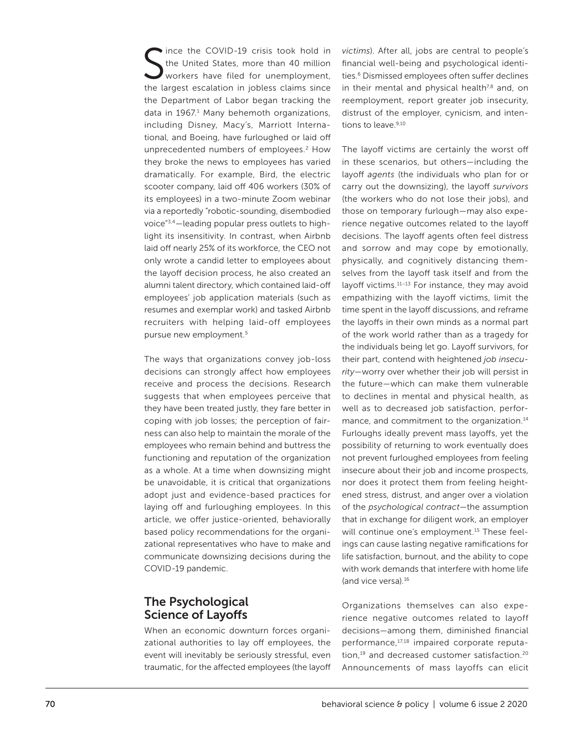Since the COVID-19 crisis took hold in the United States, more than 40 million workers have filed for unemployment, the largest escalation in jobless claims since the Department of Labor began tracking the data in 1967.[1] Many behemoth organizations, including Disney, Macy's, Marriott International, and Boeing, have furloughed or laid off unprecedented numbers of employees.[2] How they broke the news to employees has varied dramatically. For example, Bird, the electric scooter company, laid off 406 workers (30% of its employees) in a two-minute Zoom webinar via a reportedly "robotic-sounding, disembodied voice"[3,4]—leading popular press outlets to highlight its insensitivity. In contrast, when Airbnb laid off nearly 25% of its workforce, the CEO not only wrote a candid letter to employees about the layoff decision process, he also created an alumni talent directory, which contained laid-off employees' job application materials (such as resumes and exemplar work) and tasked Airbnb recruiters with helping laid-off employees pursue new employment.[5]

The ways that organizations convey job-loss decisions can strongly affect how employees receive and process the decisions. Research suggests that when employees perceive that they have been treated justly, they fare better in coping with job losses; the perception of fairness can also help to maintain the morale of the employees who remain behind and buttress the functioning and reputation of the organization as a whole. At a time when downsizing might be unavoidable, it is critical that organizations adopt just and evidence-based practices for laying off and furloughing employees. In this article, we offer justice-oriented, behaviorally based policy recommendations for the organizational representatives who have to make and communicate downsizing decisions during the COVID-19 pandemic.

## The Psychological Science of Layoffs

When an economic downturn forces organizational authorities to lay off employees, the event will inevitably be seriously stressful, even traumatic, for the affected employees (the layoff *victims*). After all, jobs are central to people's financial well-being and psychological identities.[6] Dismissed employees often suffer declines in their mental and physical health[7,8] and, on reemployment, report greater job insecurity, distrust of the employer, cynicism, and intentions to leave.[9,10]

The layoff victims are certainly the worst off in these scenarios, but others—including the layoff *agents* (the individuals who plan for or carry out the downsizing), the layoff *survivors* (the workers who do not lose their jobs), and those on temporary furlough—may also experience negative outcomes related to the layoff decisions. The layoff agents often feel distress and sorrow and may cope by emotionally, physically, and cognitively distancing themselves from the layoff task itself and from the layoff victims.[11–13] For instance, they may avoid empathizing with the layoff victims, limit the time spent in the layoff discussions, and reframe the layoffs in their own minds as a normal part of the work world rather than as a tragedy for the individuals being let go. Layoff survivors, for their part, contend with heightened *job insecurity*—worry over whether their job will persist in the future—which can make them vulnerable to declines in mental and physical health, as well as to decreased job satisfaction, performance, and commitment to the organization.[14] Furloughs ideally prevent mass layoffs, yet the possibility of returning to work eventually does not prevent furloughed employees from feeling insecure about their job and income prospects, nor does it protect them from feeling heightened stress, distrust, and anger over a violation of the *psychological contract*—the assumption that in exchange for diligent work, an employer will continue one's employment.[15] These feelings can cause lasting negative ramifications for life satisfaction, burnout, and the ability to cope with work demands that interfere with home life (and vice versa).[16]

Organizations themselves can also experience negative outcomes related to layoff decisions—among them, diminished financial performance,[17,18] impaired corporate reputation,[19] and decreased customer satisfaction.[20] Announcements of mass layoffs can elicit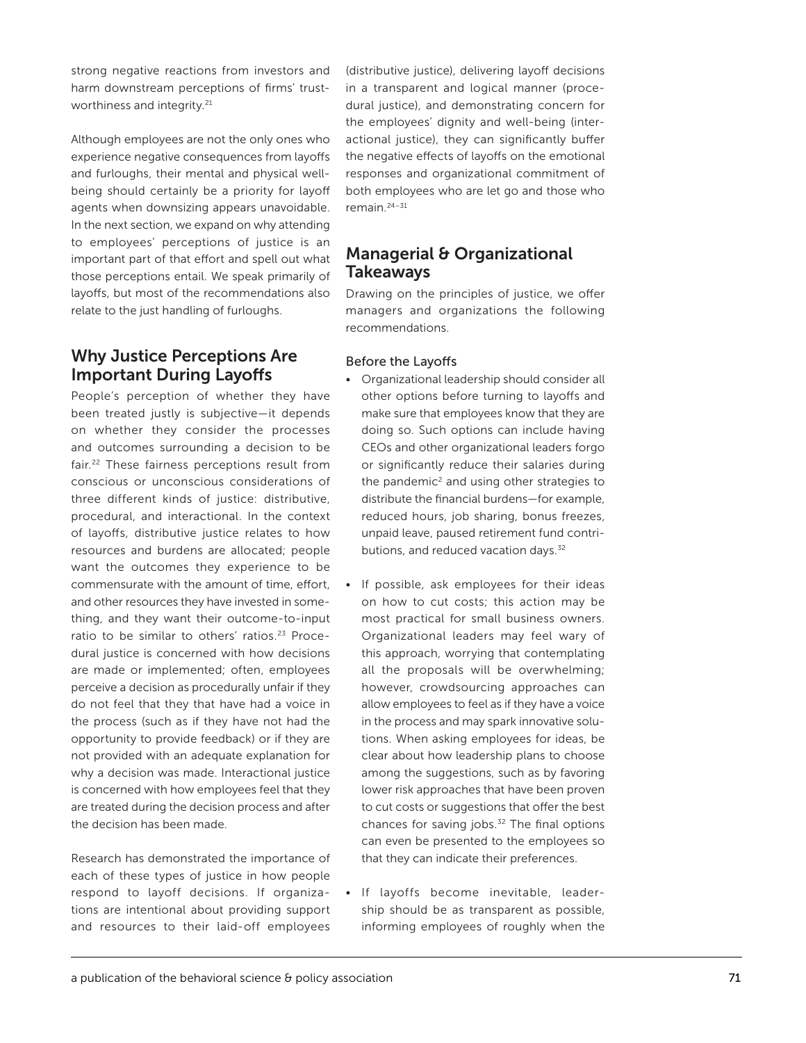strong negative reactions from investors and harm downstream perceptions of firms' trustworthiness and integrity.[21]

Although employees are not the only ones who experience negative consequences from layoffs and furloughs, their mental and physical well-being should certainly be a priority for layoff agents when downsizing appears unavoidable. In the next section, we expand on why attending to employees' perceptions of justice is an important part of that effort and spell out what those perceptions entail. We speak primarily of layoffs, but most of the recommendations also relate to the just handling of furloughs.

## Why Justice Perceptions Are Important During Layoffs

People's perception of whether they have been treated justly is subjective—it depends on whether they consider the processes and outcomes surrounding a decision to be fair.[22] These fairness perceptions result from conscious or unconscious considerations of three different kinds of justice: distributive, procedural, and interactional. In the context of layoffs, distributive justice relates to how resources and burdens are allocated; people want the outcomes they experience to be commensurate with the amount of time, effort, and other resources they have invested in something, and they want their outcome-to-input ratio to be similar to others' ratios.[23] Procedural justice is concerned with how decisions are made or implemented; often, employees perceive a decision as procedurally unfair if they do not feel that they that have had a voice in the process (such as if they have not had the opportunity to provide feedback) or if they are not provided with an adequate explanation for why a decision was made. Interactional justice is concerned with how employees feel that they are treated during the decision process and after the decision has been made.

Research has demonstrated the importance of each of these types of justice in how people respond to layoff decisions. If organizations are intentional about providing support and resources to their laid-off employees (distributive justice), delivering layoff decisions in a transparent and logical manner (procedural justice), and demonstrating concern for the employees' dignity and well-being (interactional justice), they can significantly buffer the negative effects of layoffs on the emotional responses and organizational commitment of both employees who are let go and those who remain.[24–31]

## Managerial & Organizational Takeaways

Drawing on the principles of justice, we offer managers and organizations the following recommendations.

### Before the Layoffs

- Organizational leadership should consider all other options before turning to layoffs and make sure that employees know that they are doing so. Such options can include having CEOs and other organizational leaders forgo or significantly reduce their salaries during the pandemic[2] and using other strategies to distribute the financial burdens—for example, reduced hours, job sharing, bonus freezes, unpaid leave, paused retirement fund contributions, and reduced vacation days.[32]
- If possible, ask employees for their ideas on how to cut costs; this action may be most practical for small business owners. Organizational leaders may feel wary of this approach, worrying that contemplating all the proposals will be overwhelming; however, crowdsourcing approaches can allow employees to feel as if they have a voice in the process and may spark innovative solutions. When asking employees for ideas, be clear about how leadership plans to choose among the suggestions, such as by favoring lower risk approaches that have been proven to cut costs or suggestions that offer the best chances for saving jobs.[32] The final options can even be presented to the employees so that they can indicate their preferences.
- If layoffs become inevitable, leadership should be as transparent as possible, informing employees of roughly when the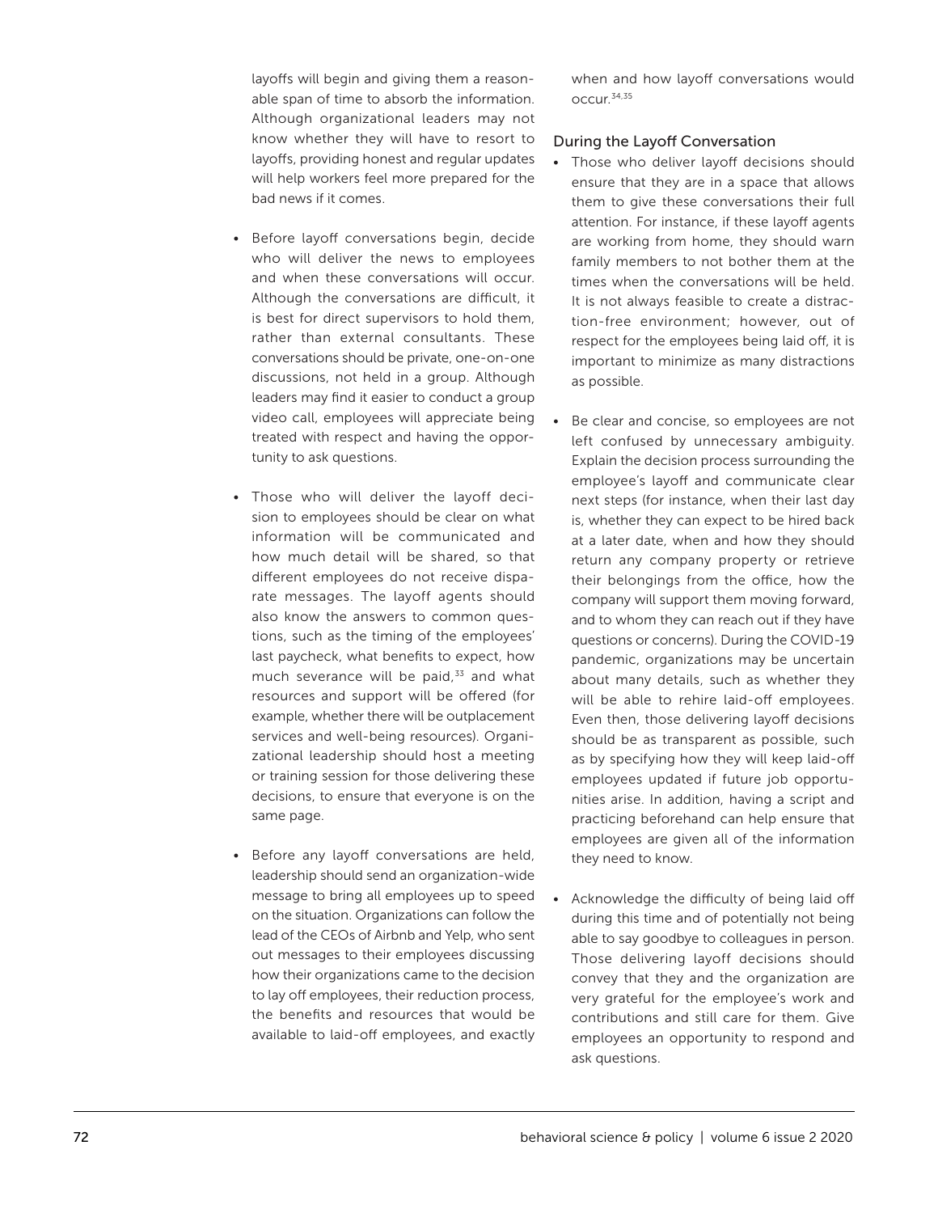layoffs will begin and giving them a reasonable span of time to absorb the information. Although organizational leaders may not know whether they will have to resort to layoffs, providing honest and regular updates will help workers feel more prepared for the bad news if it comes.

- Before layoff conversations begin, decide who will deliver the news to employees and when these conversations will occur. Although the conversations are difficult, it is best for direct supervisors to hold them, rather than external consultants. These conversations should be private, one-on-one discussions, not held in a group. Although leaders may find it easier to conduct a group video call, employees will appreciate being treated with respect and having the opportunity to ask questions.

- Those who will deliver the layoff decision to employees should be clear on what information will be communicated and how much detail will be shared, so that different employees do not receive disparate messages. The layoff agents should also know the answers to common questions, such as the timing of the employees' last paycheck, what benefits to expect, how much severance will be paid,[33] and what resources and support will be offered (for example, whether there will be outplacement services and well-being resources). Organizational leadership should host a meeting or training session for those delivering these decisions, to ensure that everyone is on the same page.

- Before any layoff conversations are held, leadership should send an organization-wide message to bring all employees up to speed on the situation. Organizations can follow the lead of the CEOs of Airbnb and Yelp, who sent out messages to their employees discussing how their organizations came to the decision to lay off employees, their reduction process, the benefits and resources that would be available to laid-off employees, and exactly when and how layoff conversations would occur.[34,35]

## During the Layoff Conversation

- Those who deliver layoff decisions should ensure that they are in a space that allows them to give these conversations their full attention. For instance, if these layoff agents are working from home, they should warn family members to not bother them at the times when the conversations will be held. It is not always feasible to create a distraction-free environment; however, out of respect for the employees being laid off, it is important to minimize as many distractions as possible.

- Be clear and concise, so employees are not left confused by unnecessary ambiguity. Explain the decision process surrounding the employee's layoff and communicate clear next steps (for instance, when their last day is, whether they can expect to be hired back at a later date, when and how they should return any company property or retrieve their belongings from the office, how the company will support them moving forward, and to whom they can reach out if they have questions or concerns). During the COVID-19 pandemic, organizations may be uncertain about many details, such as whether they will be able to rehire laid-off employees. Even then, those delivering layoff decisions should be as transparent as possible, such as by specifying how they will keep laid-off employees updated if future job opportunities arise. In addition, having a script and practicing beforehand can help ensure that employees are given all of the information they need to know.

- Acknowledge the difficulty of being laid off during this time and of potentially not being able to say goodbye to colleagues in person. Those delivering layoff decisions should convey that they and the organization are very grateful for the employee's work and contributions and still care for them. Give employees an opportunity to respond and ask questions.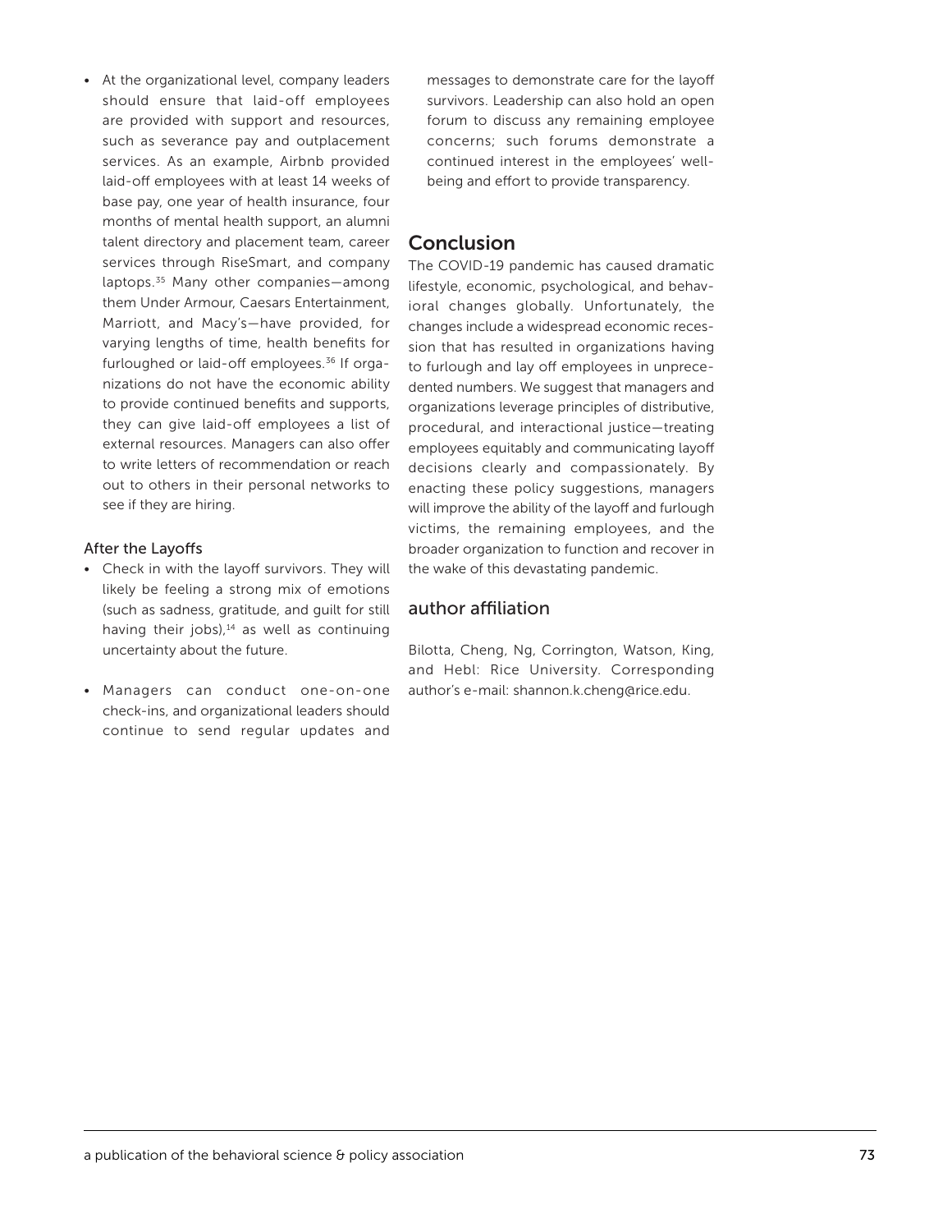- At the organizational level, company leaders should ensure that laid-off employees are provided with support and resources, such as severance pay and outplacement services. As an example, Airbnb provided laid-off employees with at least 14 weeks of base pay, one year of health insurance, four months of mental health support, an alumni talent directory and placement team, career services through RiseSmart, and company laptops.[35] Many other companies—among them Under Armour, Caesars Entertainment, Marriott, and Macy's—have provided, for varying lengths of time, health benefits for furloughed or laid-off employees.[36] If organizations do not have the economic ability to provide continued benefits and supports, they can give laid-off employees a list of external resources. Managers can also offer to write letters of recommendation or reach out to others in their personal networks to see if they are hiring.

### After the Layoffs

- Check in with the layoff survivors. They will likely be feeling a strong mix of emotions (such as sadness, gratitude, and guilt for still having their jobs),[14] as well as continuing uncertainty about the future.
- Managers can conduct one-on-one check-ins, and organizational leaders should continue to send regular updates and messages to demonstrate care for the layoff survivors. Leadership can also hold an open forum to discuss any remaining employee concerns; such forums demonstrate a continued interest in the employees' well-being and effort to provide transparency.

## Conclusion

The COVID-19 pandemic has caused dramatic lifestyle, economic, psychological, and behavioral changes globally. Unfortunately, the changes include a widespread economic recession that has resulted in organizations having to furlough and lay off employees in unprecedented numbers. We suggest that managers and organizations leverage principles of distributive, procedural, and interactional justice—treating employees equitably and communicating layoff decisions clearly and compassionately. By enacting these policy suggestions, managers will improve the ability of the layoff and furlough victims, the remaining employees, and the broader organization to function and recover in the wake of this devastating pandemic.

## author affiliation

Bilotta, Cheng, Ng, Corrington, Watson, King, and Hebl: Rice University. Corresponding author's e-mail: shannon.k.cheng@rice.edu.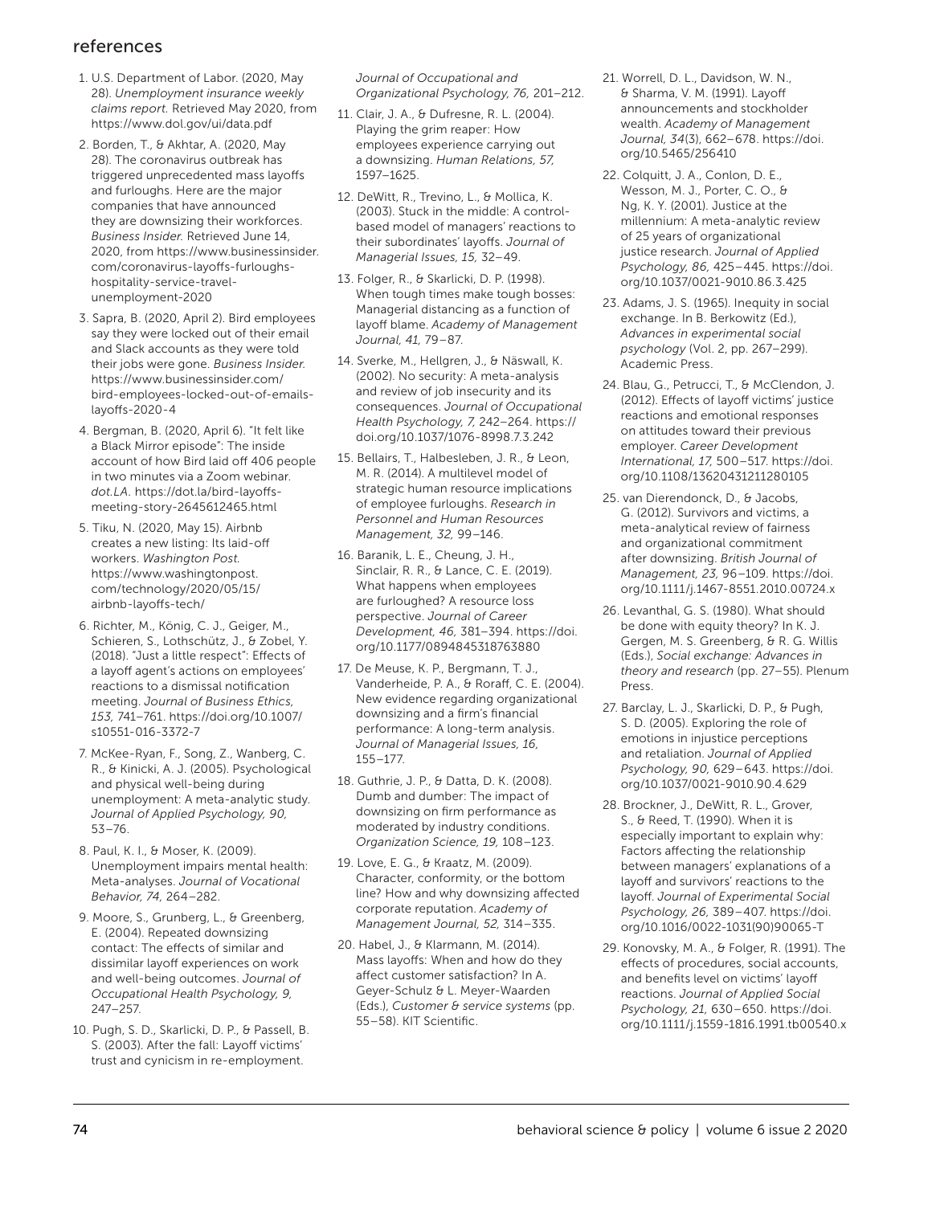## references

1. U.S. Department of Labor. (2020, May 28). *Unemployment insurance weekly claims report.* Retrieved May 2020, from https://www.dol.gov/ui/data.pdf
2. Borden, T., & Akhtar, A. (2020, May 28). The coronavirus outbreak has triggered unprecedented mass layoffs and furloughs. Here are the major companies that have announced they are downsizing their workforces. *Business Insider.* Retrieved June 14, 2020, from https://www.businessinsider.com/coronavirus-layoffs-furloughs-hospitality-service-travel-unemployment-2020
3. Sapra, B. (2020, April 2). Bird employees say they were locked out of their email and Slack accounts as they were told their jobs were gone. *Business Insider.* https://www.businessinsider.com/bird-employees-locked-out-of-emails-layoffs-2020-4
4. Bergman, B. (2020, April 6). "It felt like a Black Mirror episode": The inside account of how Bird laid off 406 people in two minutes via a Zoom webinar. *dot.LA.* https://dot.la/bird-layoffs-meeting-story-2645612465.html
5. Tiku, N. (2020, May 15). Airbnb creates a new listing: Its laid-off workers. *Washington Post.* https://www.washingtonpost.com/technology/2020/05/15/airbnb-layoffs-tech/
6. Richter, M., König, C. J., Geiger, M., Schieren, S., Lothschütz, J., & Zobel, Y. (2018). "Just a little respect": Effects of a layoff agent's actions on employees' reactions to a dismissal notification meeting. *Journal of Business Ethics, 153,* 741–761. https://doi.org/10.1007/s10551-016-3372-7
7. McKee-Ryan, F., Song, Z., Wanberg, C. R., & Kinicki, A. J. (2005). Psychological and physical well-being during unemployment: A meta-analytic study. *Journal of Applied Psychology, 90,* 53–76.
8. Paul, K. I., & Moser, K. (2009). Unemployment impairs mental health: Meta-analyses. *Journal of Vocational Behavior, 74,* 264–282.
9. Moore, S., Grunberg, L., & Greenberg, E. (2004). Repeated downsizing contact: The effects of similar and dissimilar layoff experiences on work and well-being outcomes. *Journal of Occupational Health Psychology, 9,* 247–257.
10. Pugh, S. D., Skarlicki, D. P., & Passell, B. S. (2003). After the fall: Layoff victims' trust and cynicism in re-employment. *Journal of Occupational and Organizational Psychology, 76,* 201–212.
11. Clair, J. A., & Dufresne, R. L. (2004). Playing the grim reaper: How employees experience carrying out a downsizing. *Human Relations, 57,* 1597–1625.
12. DeWitt, R., Trevino, L., & Mollica, K. (2003). Stuck in the middle: A control-based model of managers' reactions to their subordinates' layoffs. *Journal of Managerial Issues, 15,* 32–49.
13. Folger, R., & Skarlicki, D. P. (1998). When tough times make tough bosses: Managerial distancing as a function of layoff blame. *Academy of Management Journal, 41,* 79–87.
14. Sverke, M., Hellgren, J., & Näswall, K. (2002). No security: A meta-analysis and review of job insecurity and its consequences. *Journal of Occupational Health Psychology, 7,* 242–264. https://doi.org/10.1037/1076-8998.7.3.242
15. Bellairs, T., Halbesleben, J. R., & Leon, M. R. (2014). A multilevel model of strategic human resource implications of employee furloughs. *Research in Personnel and Human Resources Management, 32,* 99–146.
16. Baranik, L. E., Cheung, J. H., Sinclair, R. R., & Lance, C. E. (2019). What happens when employees are furloughed? A resource loss perspective. *Journal of Career Development, 46,* 381–394. https://doi.org/10.1177/0894845318763880
17. De Meuse, K. P., Bergmann, T. J., Vanderheide, P. A., & Roraff, C. E. (2004). New evidence regarding organizational downsizing and a firm's financial performance: A long-term analysis. *Journal of Managerial Issues, 16,* 155–177.
18. Guthrie, J. P., & Datta, D. K. (2008). Dumb and dumber: The impact of downsizing on firm performance as moderated by industry conditions. *Organization Science, 19,* 108–123.
19. Love, E. G., & Kraatz, M. (2009). Character, conformity, or the bottom line? How and why downsizing affected corporate reputation. *Academy of Management Journal, 52,* 314–335.
20. Habel, J., & Klarmann, M. (2014). Mass layoffs: When and how do they affect customer satisfaction? In A. Geyer-Schulz & L. Meyer-Waarden (Eds.), *Customer & service systems* (pp. 55–58). KIT Scientific.
21. Worrell, D. L., Davidson, W. N., & Sharma, V. M. (1991). Layoff announcements and stockholder wealth. *Academy of Management Journal, 34*(3), 662–678. https://doi.org/10.5465/256410
22. Colquitt, J. A., Conlon, D. E., Wesson, M. J., Porter, C. O., & Ng, K. Y. (2001). Justice at the millennium: A meta-analytic review of 25 years of organizational justice research. *Journal of Applied Psychology, 86,* 425–445. https://doi.org/10.1037/0021-9010.86.3.425
23. Adams, J. S. (1965). Inequity in social exchange. In B. Berkowitz (Ed.), *Advances in experimental social psychology* (Vol. 2, pp. 267–299). Academic Press.
24. Blau, G., Petrucci, T., & McClendon, J. (2012). Effects of layoff victims' justice reactions and emotional responses on attitudes toward their previous employer. *Career Development International, 17,* 500–517. https://doi.org/10.1108/13620431211280105
25. van Dierendonck, D., & Jacobs, G. (2012). Survivors and victims, a meta-analytical review of fairness and organizational commitment after downsizing. *British Journal of Management, 23,* 96–109. https://doi.org/10.1111/j.1467-8551.2010.00724.x
26. Levanthal, G. S. (1980). What should be done with equity theory? In K. J. Gergen, M. S. Greenberg, & R. G. Willis (Eds.), *Social exchange: Advances in theory and research* (pp. 27–55). Plenum Press.
27. Barclay, L. J., Skarlicki, D. P., & Pugh, S. D. (2005). Exploring the role of emotions in injustice perceptions and retaliation. *Journal of Applied Psychology, 90,* 629–643. https://doi.org/10.1037/0021-9010.90.4.629
28. Brockner, J., DeWitt, R. L., Grover, S., & Reed, T. (1990). When it is especially important to explain why: Factors affecting the relationship between managers' explanations of a layoff and survivors' reactions to the layoff. *Journal of Experimental Social Psychology, 26,* 389–407. https://doi.org/10.1016/0022-1031(90)90065-T
29. Konovsky, M. A., & Folger, R. (1991). The effects of procedures, social accounts, and benefits level on victims' layoff reactions. *Journal of Applied Social Psychology, 21,* 630–650. https://doi.org/10.1111/j.1559-1816.1991.tb00540.x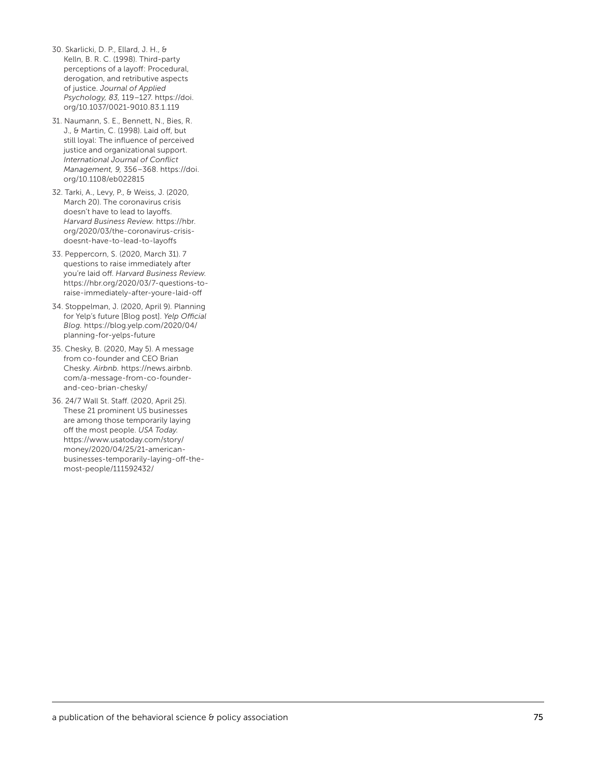30. Skarlicki, D. P., Ellard, J. H., & Kelln, B. R. C. (1998). Third-party perceptions of a layoff: Procedural, derogation, and retributive aspects of justice. *Journal of Applied Psychology, 83,* 119–127. https://doi.org/10.1037/0021-9010.83.1.119

31. Naumann, S. E., Bennett, N., Bies, R. J., & Martin, C. (1998). Laid off, but still loyal: The influence of perceived justice and organizational support. *International Journal of Conflict Management, 9,* 356–368. https://doi.org/10.1108/eb022815

32. Tarki, A., Levy, P., & Weiss, J. (2020, March 20). The coronavirus crisis doesn't have to lead to layoffs. *Harvard Business Review.* https://hbr.org/2020/03/the-coronavirus-crisis-doesnt-have-to-lead-to-layoffs

33. Peppercorn, S. (2020, March 31). 7 questions to raise immediately after you're laid off. *Harvard Business Review.* https://hbr.org/2020/03/7-questions-to-raise-immediately-after-youre-laid-off

34. Stoppelman, J. (2020, April 9). Planning for Yelp's future [Blog post]. *Yelp Official Blog.* https://blog.yelp.com/2020/04/planning-for-yelps-future

35. Chesky, B. (2020, May 5). A message from co-founder and CEO Brian Chesky. *Airbnb.* https://news.airbnb.com/a-message-from-co-founder-and-ceo-brian-chesky/

36. 24/7 Wall St. Staff. (2020, April 25). These 21 prominent US businesses are among those temporarily laying off the most people. *USA Today.* https://www.usatoday.com/story/money/2020/04/25/21-american-businesses-temporarily-laying-off-the-most-people/111592432/